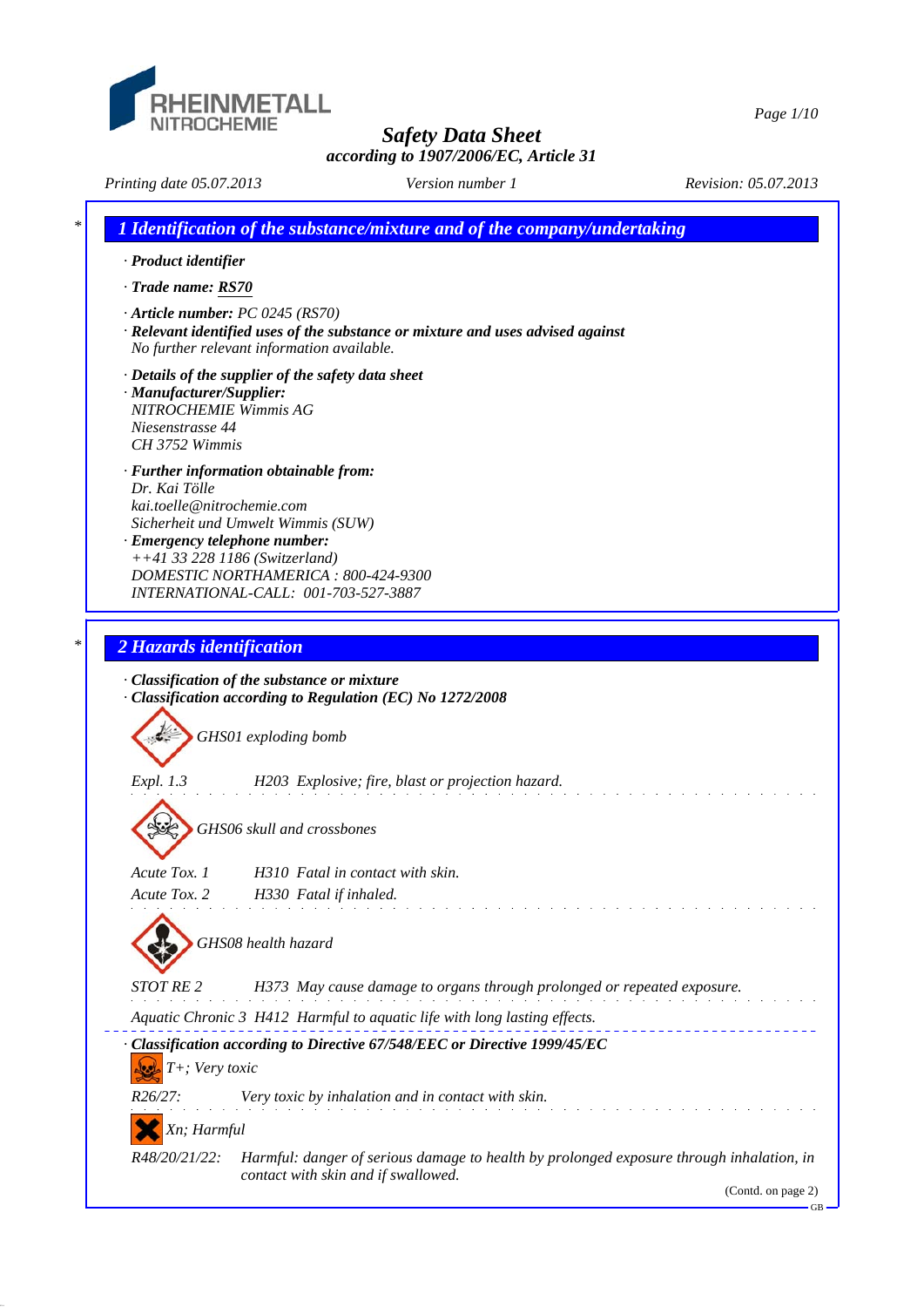RHEINMETALL NITROCHEMIE

# Safety Data Sheet

**according to 1907/2006/EC, Article 31**

*Printing date 05.07.2013* *Version number 1* *Revision: 05.07.2013*

## 1 Identification of the substance/mixture and of the company/undertaking

· **Product identifier**

· **Trade name: RS70**

· **Article number:** PC 0245 (RS70)

· **Relevant identified uses of the substance or mixture and uses advised against**
No further relevant information available.

· **Details of the supplier of the safety data sheet**

· **Manufacturer/Supplier:**
NITROCHEMIE Wimmis AG
Niesenstrasse 44
CH 3752 Wimmis

· **Further information obtainable from:**
Dr. Kai Tölle
kai.toelle@nitrochemie.com
Sicherheit und Umwelt Wimmis (SUW)

· **Emergency telephone number:**
++41 33 228 1186 (Switzerland)
DOMESTIC NORTHAMERICA : 800-424-9300
INTERNATIONAL-CALL: 001-703-527-3887

## 2 Hazards identification

· **Classification of the substance or mixture**

· **Classification according to Regulation (EC) No 1272/2008**

GHS01 exploding bomb

Expl. 1.3 H203 Explosive; fire, blast or projection hazard.

GHS06 skull and crossbones

Acute Tox. 1 H310 Fatal in contact with skin.

Acute Tox. 2 H330 Fatal if inhaled.

GHS08 health hazard

STOT RE 2 H373 May cause damage to organs through prolonged or repeated exposure.

Aquatic Chronic 3 H412 Harmful to aquatic life with long lasting effects.

· **Classification according to Directive 67/548/EEC or Directive 1999/45/EC**

T+; Very toxic

R26/27: Very toxic by inhalation and in contact with skin.

Xn; Harmful

R48/20/21/22: Harmful: danger of serious damage to health by prolonged exposure through inhalation, in contact with skin and if swallowed.

(Contd. on page 2)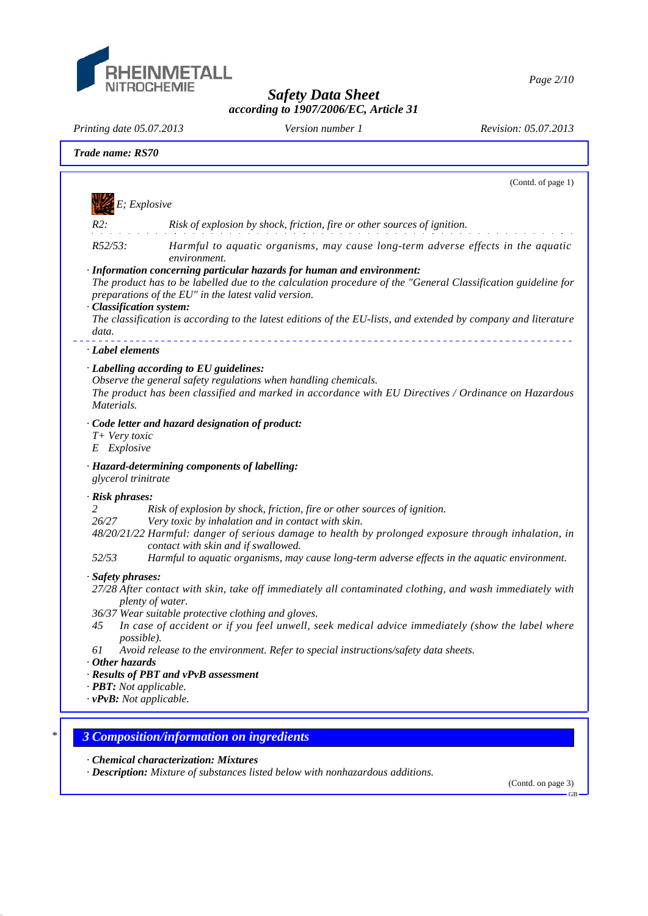**Trade name: RS70**

(Contd. of page 1)

E; Explosive

| | |
|---|---|
| R2: | Risk of explosion by shock, friction, fire or other sources of ignition. |
| R52/53: | Harmful to aquatic organisms, may cause long-term adverse effects in the aquatic environment. |

· **Information concerning particular hazards for human and environment:**
The product has to be labelled due to the calculation procedure of the "General Classification guideline for preparations of the EU" in the latest valid version.

· **Classification system:**
The classification is according to the latest editions of the EU-lists, and extended by company and literature data.

· **Label elements**

· **Labelling according to EU guidelines:**
Observe the general safety regulations when handling chemicals.
The product has been classified and marked in accordance with EU Directives / Ordinance on Hazardous Materials.

· **Code letter and hazard designation of product:**
T+ Very toxic
E Explosive

· **Hazard-determining components of labelling:**
glycerol trinitrate

· **Risk phrases:**

| | |
|---|---|
| 2 | Risk of explosion by shock, friction, fire or other sources of ignition. |
| 26/27 | Very toxic by inhalation and in contact with skin. |
| 48/20/21/22 | Harmful: danger of serious damage to health by prolonged exposure through inhalation, in contact with skin and if swallowed. |
| 52/53 | Harmful to aquatic organisms, may cause long-term adverse effects in the aquatic environment. |

· **Safety phrases:**

| | |
|---|---|
| 27/28 | After contact with skin, take off immediately all contaminated clothing, and wash immediately with plenty of water. |
| 36/37 | Wear suitable protective clothing and gloves. |
| 45 | In case of accident or if you feel unwell, seek medical advice immediately (show the label where possible). |
| 61 | Avoid release to the environment. Refer to special instructions/safety data sheets. |

· **Other hazards**
· **Results of PBT and vPvB assessment**
· **PBT:** Not applicable.
· **vPvB:** Not applicable.

## 3 Composition/information on ingredients

· **Chemical characterization: Mixtures**
· **Description:** Mixture of substances listed below with nonhazardous additions.

(Contd. on page 3)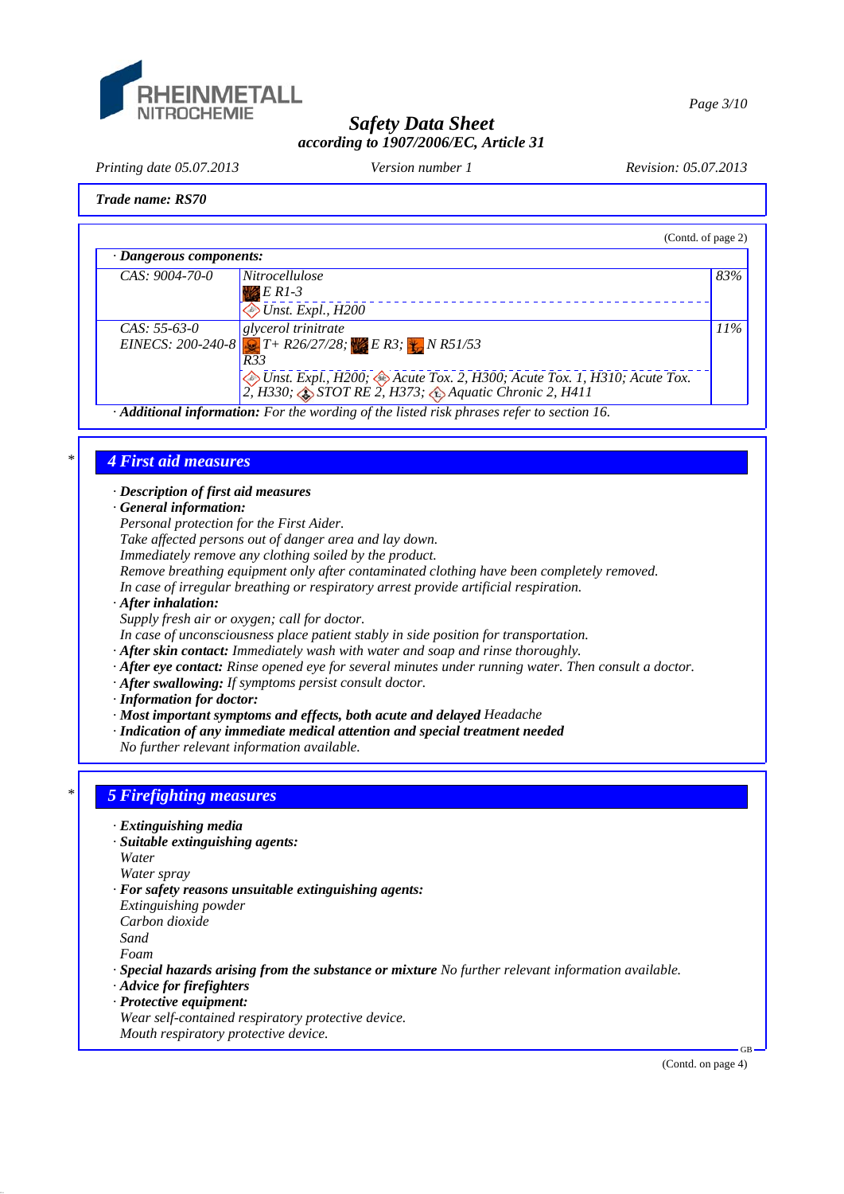**Trade name: RS70**

(Contd. of page 2)

| · Dangerous components: | | |
|---|---|---|
| CAS: 9004-70-0 | Nitrocellulose<br>E R1-3<br>Unst. Expl., H200 | 83% |
| CAS: 55-63-0<br>EINECS: 200-240-8 | glycerol trinitrate<br>T+ R26/27/28; E R3; N R51/53<br>R33<br>Unst. Expl., H200; Acute Tox. 2, H300; Acute Tox. 1, H310; Acute Tox. 2, H330; STOT RE 2, H373; Aquatic Chronic 2, H411 | 11% |

· **Additional information:** For the wording of the listed risk phrases refer to section 16.

## 4 First aid measures

· **Description of first aid measures**
· **General information:**
Personal protection for the First Aider.
Take affected persons out of danger area and lay down.
Immediately remove any clothing soiled by the product.
Remove breathing equipment only after contaminated clothing have been completely removed.
In case of irregular breathing or respiratory arrest provide artificial respiration.
· **After inhalation:**
Supply fresh air or oxygen; call for doctor.
In case of unconsciousness place patient stably in side position for transportation.
· **After skin contact:** Immediately wash with water and soap and rinse thoroughly.
· **After eye contact:** Rinse opened eye for several minutes under running water. Then consult a doctor.
· **After swallowing:** If symptoms persist consult doctor.
· **Information for doctor:**
· **Most important symptoms and effects, both acute and delayed** Headache
· **Indication of any immediate medical attention and special treatment needed**
No further relevant information available.

## 5 Firefighting measures

· **Extinguishing media**
· **Suitable extinguishing agents:**
Water
Water spray
· **For safety reasons unsuitable extinguishing agents:**
Extinguishing powder
Carbon dioxide
Sand
Foam
· **Special hazards arising from the substance or mixture** No further relevant information available.
· **Advice for firefighters**
· **Protective equipment:**
Wear self-contained respiratory protective device.
Mouth respiratory protective device.

(Contd. on page 4)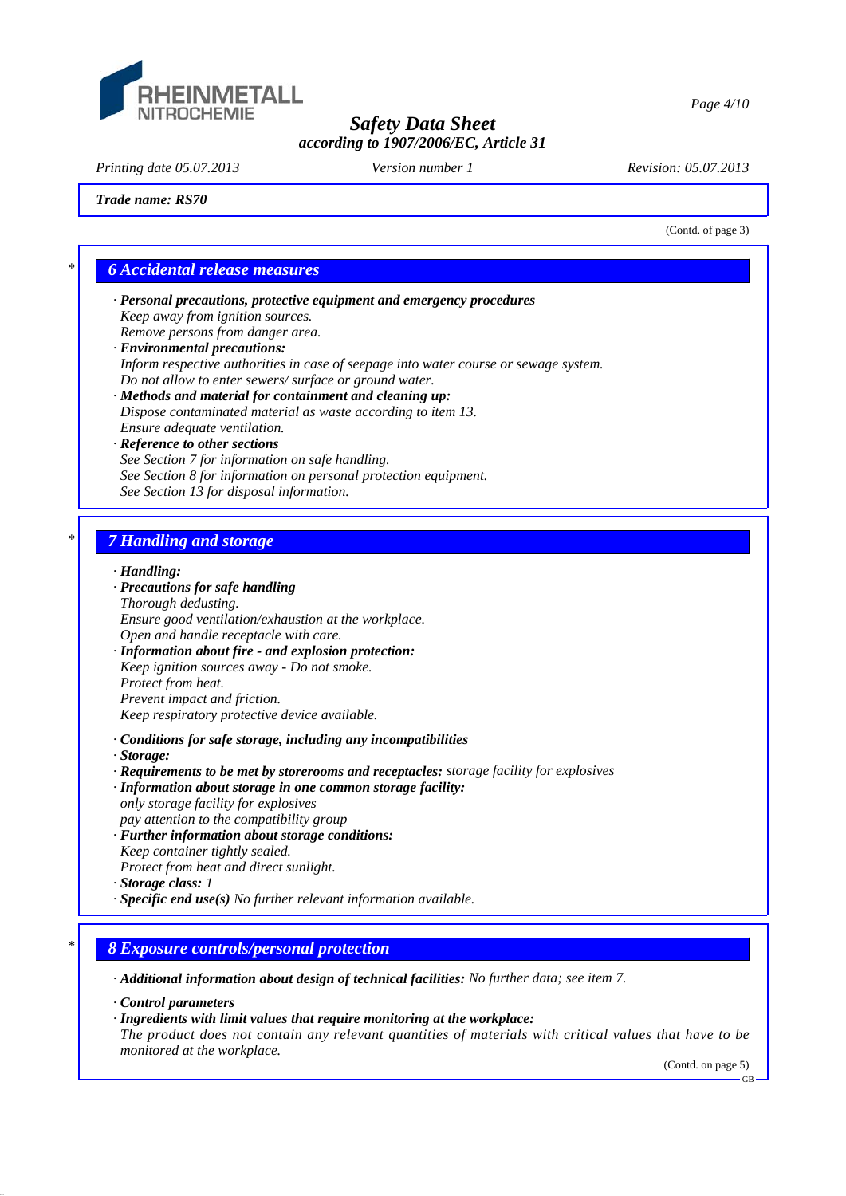Trade name: RS70

(Contd. of page 3)

## 6 Accidental release measures

· **Personal precautions, protective equipment and emergency procedures**
Keep away from ignition sources.
Remove persons from danger area.

· **Environmental precautions:**
Inform respective authorities in case of seepage into water course or sewage system.
Do not allow to enter sewers/ surface or ground water.

· **Methods and material for containment and cleaning up:**
Dispose contaminated material as waste according to item 13.
Ensure adequate ventilation.

· **Reference to other sections**
See Section 7 for information on safe handling.
See Section 8 for information on personal protection equipment.
See Section 13 for disposal information.

## 7 Handling and storage

· **Handling:**

· **Precautions for safe handling**
Thorough dedusting.
Ensure good ventilation/exhaustion at the workplace.
Open and handle receptacle with care.

· **Information about fire - and explosion protection:**
Keep ignition sources away - Do not smoke.
Protect from heat.
Prevent impact and friction.
Keep respiratory protective device available.

· **Conditions for safe storage, including any incompatibilities**

· **Storage:**

· **Requirements to be met by storerooms and receptacles:** storage facility for explosives

· **Information about storage in one common storage facility:**
only storage facility for explosives
pay attention to the compatibility group

· **Further information about storage conditions:**
Keep container tightly sealed.
Protect from heat and direct sunlight.

· **Storage class:** 1

· **Specific end use(s)** No further relevant information available.

## 8 Exposure controls/personal protection

· **Additional information about design of technical facilities:** No further data; see item 7.

· **Control parameters**

· **Ingredients with limit values that require monitoring at the workplace:**
The product does not contain any relevant quantities of materials with critical values that have to be monitored at the workplace.

(Contd. on page 5)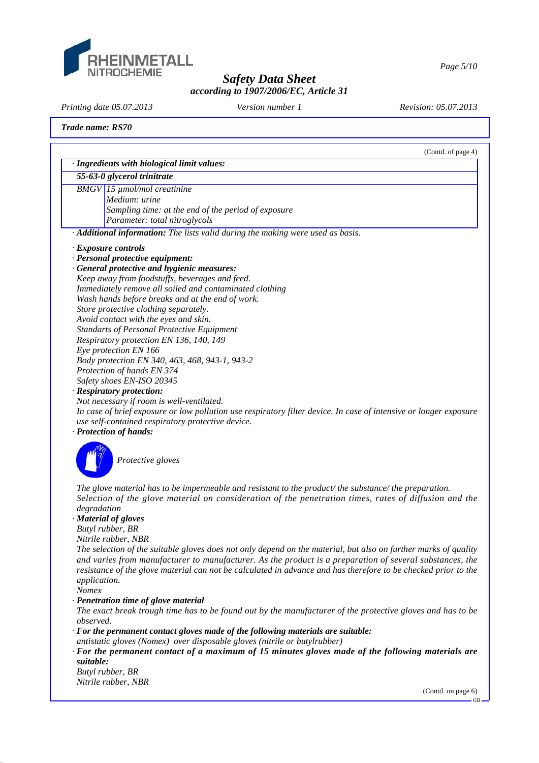(Contd. of page 4)

· **Ingredients with biological limit values:**

| 55-63-0 glycerol trinitrate | |
|---|---|
| BMGV | 15 µmol/mol creatinine<br>Medium: urine<br>Sampling time: at the end of the period of exposure<br>Parameter: total nitroglycols |

· **Additional information:** *The lists valid during the making were used as basis.*

· **Exposure controls**

· **Personal protective equipment:**

· **General protective and hygienic measures:**

*Keep away from foodstuffs, beverages and feed.*
*Immediately remove all soiled and contaminated clothing*
*Wash hands before breaks and at the end of work.*
*Store protective clothing separately.*
*Avoid contact with the eyes and skin.*
*Standarts of Personal Protective Equipment*
*Respiratory protection EN 136, 140, 149*
*Eye protection EN 166*
*Body protection EN 340, 463, 468, 943-1, 943-2*
*Protection of hands EN 374*
*Safety shoes EN-ISO 20345*

· **Respiratory protection:**

*Not necessary if room is well-ventilated.*
*In case of brief exposure or low pollution use respiratory filter device. In case of intensive or longer exposure use self-contained respiratory protective device.*

· **Protection of hands:**

*Protective gloves*

*The glove material has to be impermeable and resistant to the product/ the substance/ the preparation.*
*Selection of the glove material on consideration of the penetration times, rates of diffusion and the degradation*

· **Material of gloves**

*Butyl rubber, BR*
*Nitrile rubber, NBR*
*The selection of the suitable gloves does not only depend on the material, but also on further marks of quality and varies from manufacturer to manufacturer. As the product is a preparation of several substances, the resistance of the glove material can not be calculated in advance and has therefore to be checked prior to the application.*
*Nomex*

· **Penetration time of glove material**

*The exact break trough time has to be found out by the manufacturer of the protective gloves and has to be observed.*

· **For the permanent contact gloves made of the following materials are suitable:**

*antistatic gloves (Nomex) over disposable gloves (nitrile or butylrubber)*

· **For the permanent contact of a maximum of 15 minutes gloves made of the following materials are suitable:**

*Butyl rubber, BR*
*Nitrile rubber, NBR*

(Contd. on page 6)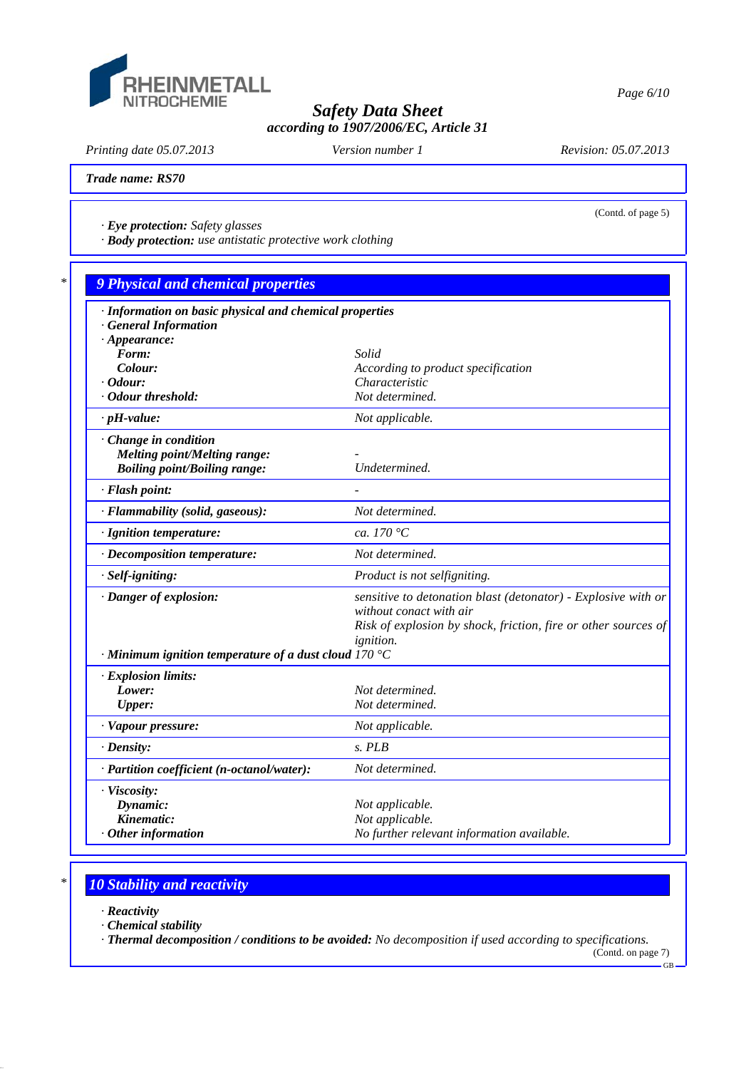Trade name: RS70

(Contd. of page 5)

· **Eye protection:** Safety glasses
· **Body protection:** use antistatic protective work clothing

## 9 Physical and chemical properties

| Property | Value |
|---|---|
| · **Information on basic physical and chemical properties** | |
| · **General Information** | |
| · **Appearance:** | |
| **Form:** | Solid |
| **Colour:** | According to product specification |
| · **Odour:** | Characteristic |
| · **Odour threshold:** | Not determined. |
| · **pH-value:** | Not applicable. |
| · **Change in condition** | |
| **Melting point/Melting range:** | - |
| **Boiling point/Boiling range:** | Undetermined. |
| · **Flash point:** | - |
| · **Flammability (solid, gaseous):** | Not determined. |
| · **Ignition temperature:** | ca. 170 °C |
| · **Decomposition temperature:** | Not determined. |
| · **Self-igniting:** | Product is not selfigniting. |
| · **Danger of explosion:** | sensitive to detonation blast (detonator) - Explosive with or without conact with air. Risk of explosion by shock, friction, fire or other sources of ignition. |
| · **Minimum ignition temperature of a dust cloud** | 170 °C |
| · **Explosion limits:** | |
| **Lower:** | Not determined. |
| **Upper:** | Not determined. |
| · **Vapour pressure:** | Not applicable. |
| · **Density:** | s. PLB |
| · **Partition coefficient (n-octanol/water):** | Not determined. |
| · **Viscosity:** | |
| **Dynamic:** | Not applicable. |
| **Kinematic:** | Not applicable. |
| · **Other information** | No further relevant information available. |

## 10 Stability and reactivity

· **Reactivity**
· **Chemical stability**
· **Thermal decomposition / conditions to be avoided:** No decomposition if used according to specifications.

(Contd. on page 7)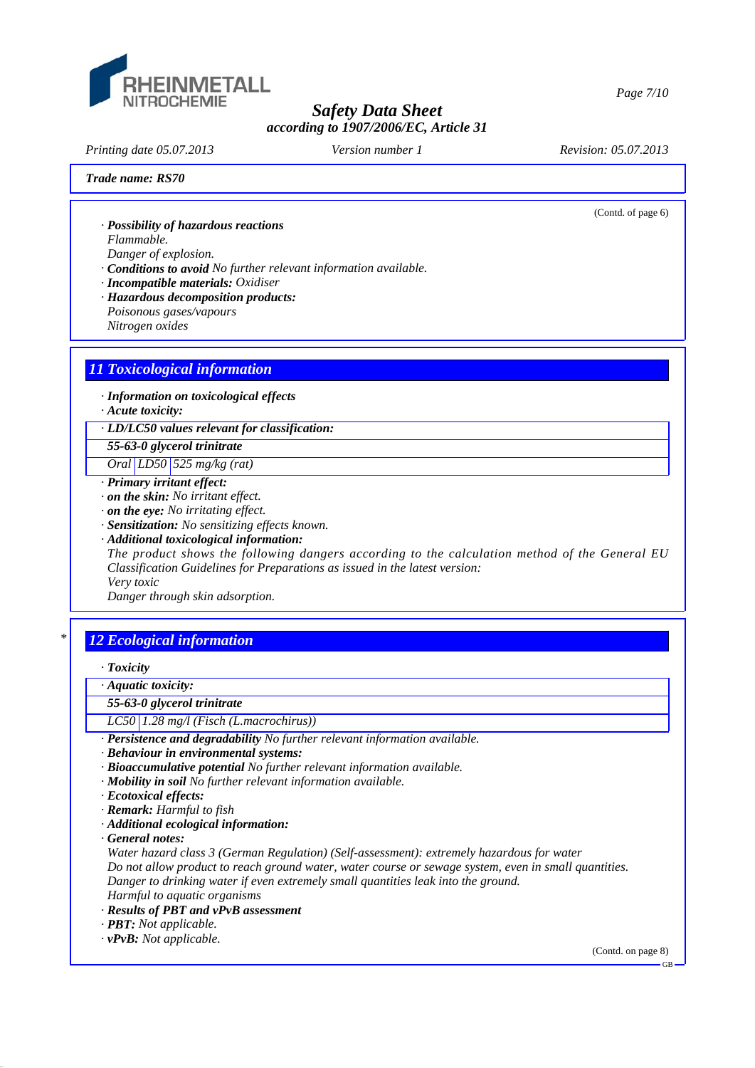**Trade name: RS70**

(Contd. of page 6)

· ***Possibility of hazardous reactions***
*Flammable.*
*Danger of explosion.*
· ***Conditions to avoid*** *No further relevant information available.*
· ***Incompatible materials:*** *Oxidiser*
· ***Hazardous decomposition products:***
*Poisonous gases/vapours*
*Nitrogen oxides*

## 11 Toxicological information

· ***Information on toxicological effects***
· ***Acute toxicity:***

| · ***LD/LC50 values relevant for classification:*** | | |
|---|---|---|
| ***55-63-0 glycerol trinitrate*** | | |
| *Oral* | *LD50* | *525 mg/kg (rat)* |

· ***Primary irritant effect:***
· ***on the skin:*** *No irritant effect.*
· ***on the eye:*** *No irritating effect.*
· ***Sensitization:*** *No sensitizing effects known.*
· ***Additional toxicological information:***
*The product shows the following dangers according to the calculation method of the General EU Classification Guidelines for Preparations as issued in the latest version:*
*Very toxic*
*Danger through skin adsorption.*

## * 12 Ecological information

· ***Toxicity***

| · ***Aquatic toxicity:*** | |
|---|---|
| ***55-63-0 glycerol trinitrate*** | |
| *LC50* | *1.28 mg/l (Fisch (L.macrochirus))* |

· ***Persistence and degradability*** *No further relevant information available.*
· ***Behaviour in environmental systems:***
· ***Bioaccumulative potential*** *No further relevant information available.*
· ***Mobility in soil*** *No further relevant information available.*
· ***Ecotoxical effects:***
· ***Remark:*** *Harmful to fish*
· ***Additional ecological information:***
· ***General notes:***
*Water hazard class 3 (German Regulation) (Self-assessment): extremely hazardous for water*
*Do not allow product to reach ground water, water course or sewage system, even in small quantities.*
*Danger to drinking water if even extremely small quantities leak into the ground.*
*Harmful to aquatic organisms*
· ***Results of PBT and vPvB assessment***
· ***PBT:*** *Not applicable.*
· ***vPvB:*** *Not applicable.*

(Contd. on page 8)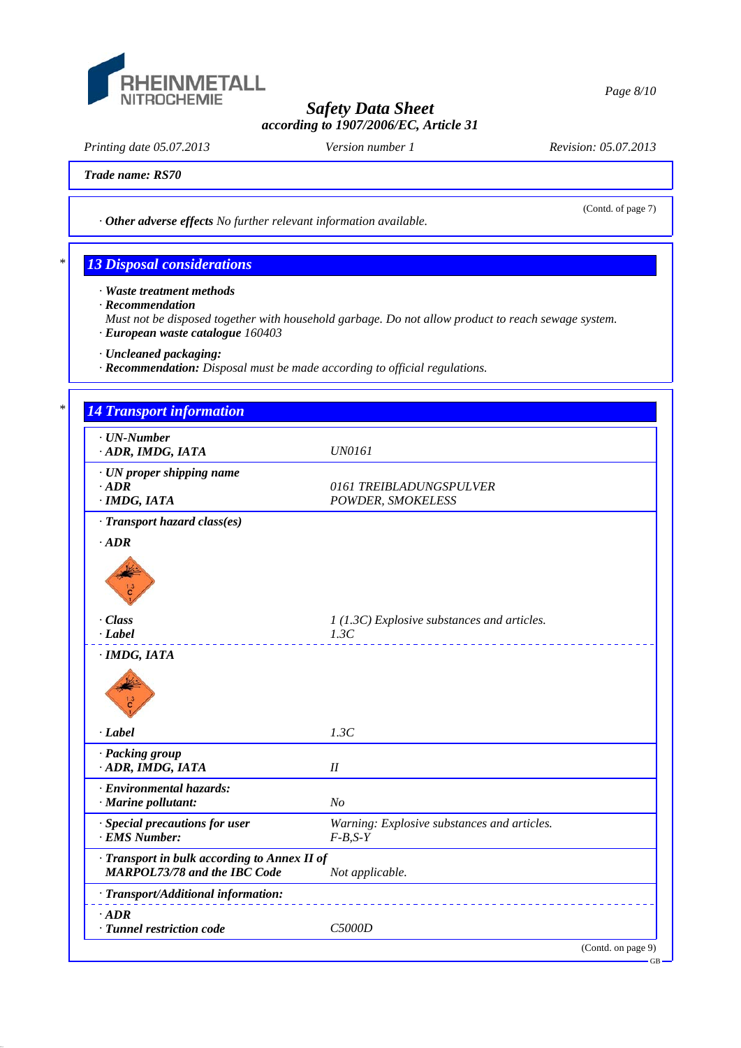*Trade name: RS70*

(Contd. of page 7)

· ***Other adverse effects*** *No further relevant information available.*

\* 

## *13 Disposal considerations*

· ***Waste treatment methods***
· ***Recommendation***
*Must not be disposed together with household garbage. Do not allow product to reach sewage system.*
· ***European waste catalogue*** *160403*

· ***Uncleaned packaging:***
· ***Recommendation:*** *Disposal must be made according to official regulations.*

\* 

## *14 Transport information*

| | |
|---|---|
| · ***UN-Number*** | |
| · ***ADR, IMDG, IATA*** | *UN0161* |
| · ***UN proper shipping name*** | |
| · ***ADR*** | *0161 TREIBLADUNGSPULVER* |
| · ***IMDG, IATA*** | *POWDER, SMOKELESS* |
| · ***Transport hazard class(es)*** | |
| · ***ADR*** | |
| · ***Class*** | *1 (1.3C) Explosive substances and articles.* |
| · ***Label*** | *1.3C* |
| · ***IMDG, IATA*** | |
| · ***Label*** | *1.3C* |
| · ***Packing group*** | |
| · ***ADR, IMDG, IATA*** | *II* |
| · ***Environmental hazards:*** | |
| · ***Marine pollutant:*** | *No* |
| · ***Special precautions for user*** | *Warning: Explosive substances and articles.* |
| · ***EMS Number:*** | *F-B,S-Y* |
| · ***Transport in bulk according to Annex II of MARPOL73/78 and the IBC Code*** | *Not applicable.* |
| · ***Transport/Additional information:*** | |
| · ***ADR*** | |
| · ***Tunnel restriction code*** | *C5000D* |

(Contd. on page 9)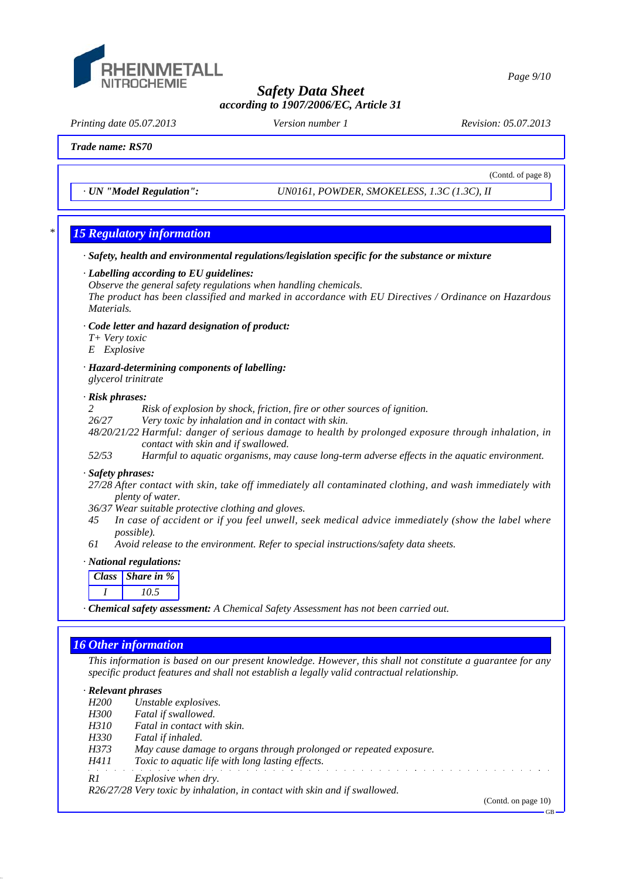Trade name: RS70

(Contd. of page 8)

· UN "Model Regulation": UN0161, POWDER, SMOKELESS, 1.3C (1.3C), II

## 15 Regulatory information

· **Safety, health and environmental regulations/legislation specific for the substance or mixture**

· **Labelling according to EU guidelines:**
Observe the general safety regulations when handling chemicals.
The product has been classified and marked in accordance with EU Directives / Ordinance on Hazardous Materials.

· **Code letter and hazard designation of product:**
T+ Very toxic
E Explosive

· **Hazard-determining components of labelling:**
glycerol trinitrate

· **Risk phrases:**
2 Risk of explosion by shock, friction, fire or other sources of ignition.
26/27 Very toxic by inhalation and in contact with skin.
48/20/21/22 Harmful: danger of serious damage to health by prolonged exposure through inhalation, in contact with skin and if swallowed.
52/53 Harmful to aquatic organisms, may cause long-term adverse effects in the aquatic environment.

· **Safety phrases:**
27/28 After contact with skin, take off immediately all contaminated clothing, and wash immediately with plenty of water.
36/37 Wear suitable protective clothing and gloves.
45 In case of accident or if you feel unwell, seek medical advice immediately (show the label where possible).
61 Avoid release to the environment. Refer to special instructions/safety data sheets.

· **National regulations:**

| Class | Share in % |
|---|---|
| I | 10.5 |

· **Chemical safety assessment:** A Chemical Safety Assessment has not been carried out.

## 16 Other information

This information is based on our present knowledge. However, this shall not constitute a guarantee for any specific product features and shall not establish a legally valid contractual relationship.

· **Relevant phrases**
H200 Unstable explosives.
H300 Fatal if swallowed.
H310 Fatal in contact with skin.
H330 Fatal if inhaled.
H373 May cause damage to organs through prolonged or repeated exposure.
H411 Toxic to aquatic life with long lasting effects.

R1 Explosive when dry.
R26/27/28 Very toxic by inhalation, in contact with skin and if swallowed.

(Contd. on page 10)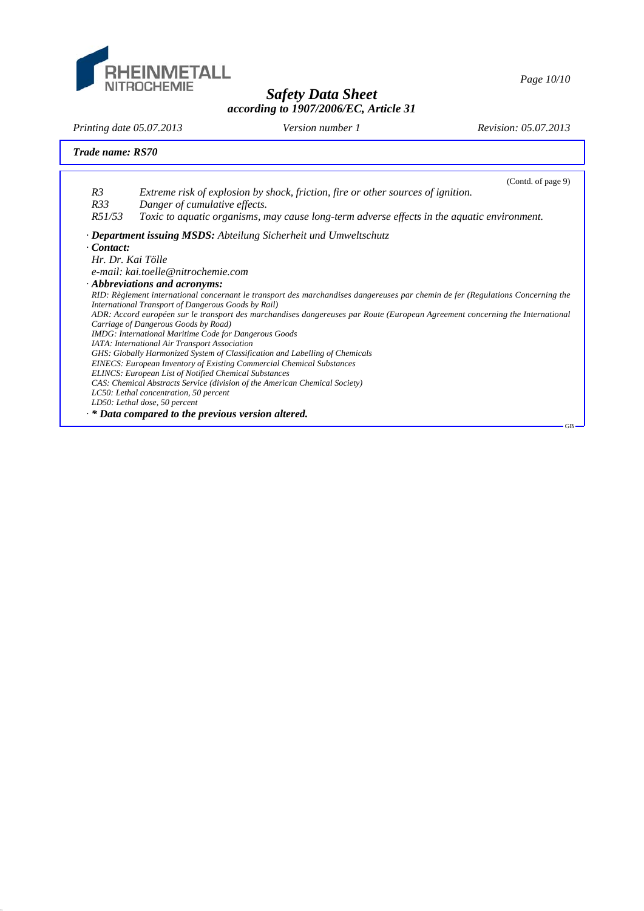(Contd. of page 9)

| | |
|---|---|
| R3 | Extreme risk of explosion by shock, friction, fire or other sources of ignition. |
| R33 | Danger of cumulative effects. |
| R51/53 | Toxic to aquatic organisms, may cause long-term adverse effects in the aquatic environment. |

· ***Department issuing MSDS:*** *Abteilung Sicherheit und Umweltschutz*

· ***Contact:***

*Hr. Dr. Kai Tölle*

*e-mail: kai.toelle@nitrochemie.com*

· ***Abbreviations and acronyms:***

*RID: Règlement international concernant le transport des marchandises dangereuses par chemin de fer (Regulations Concerning the International Transport of Dangerous Goods by Rail)*
*ADR: Accord européen sur le transport des marchandises dangereuses par Route (European Agreement concerning the International Carriage of Dangerous Goods by Road)*
*IMDG: International Maritime Code for Dangerous Goods*
*IATA: International Air Transport Association*
*GHS: Globally Harmonized System of Classification and Labelling of Chemicals*
*EINECS: European Inventory of Existing Commercial Chemical Substances*
*ELINCS: European List of Notified Chemical Substances*
*CAS: Chemical Abstracts Service (division of the American Chemical Society)*
*LC50: Lethal concentration, 50 percent*
*LD50: Lethal dose, 50 percent*

· ***\* Data compared to the previous version altered.***